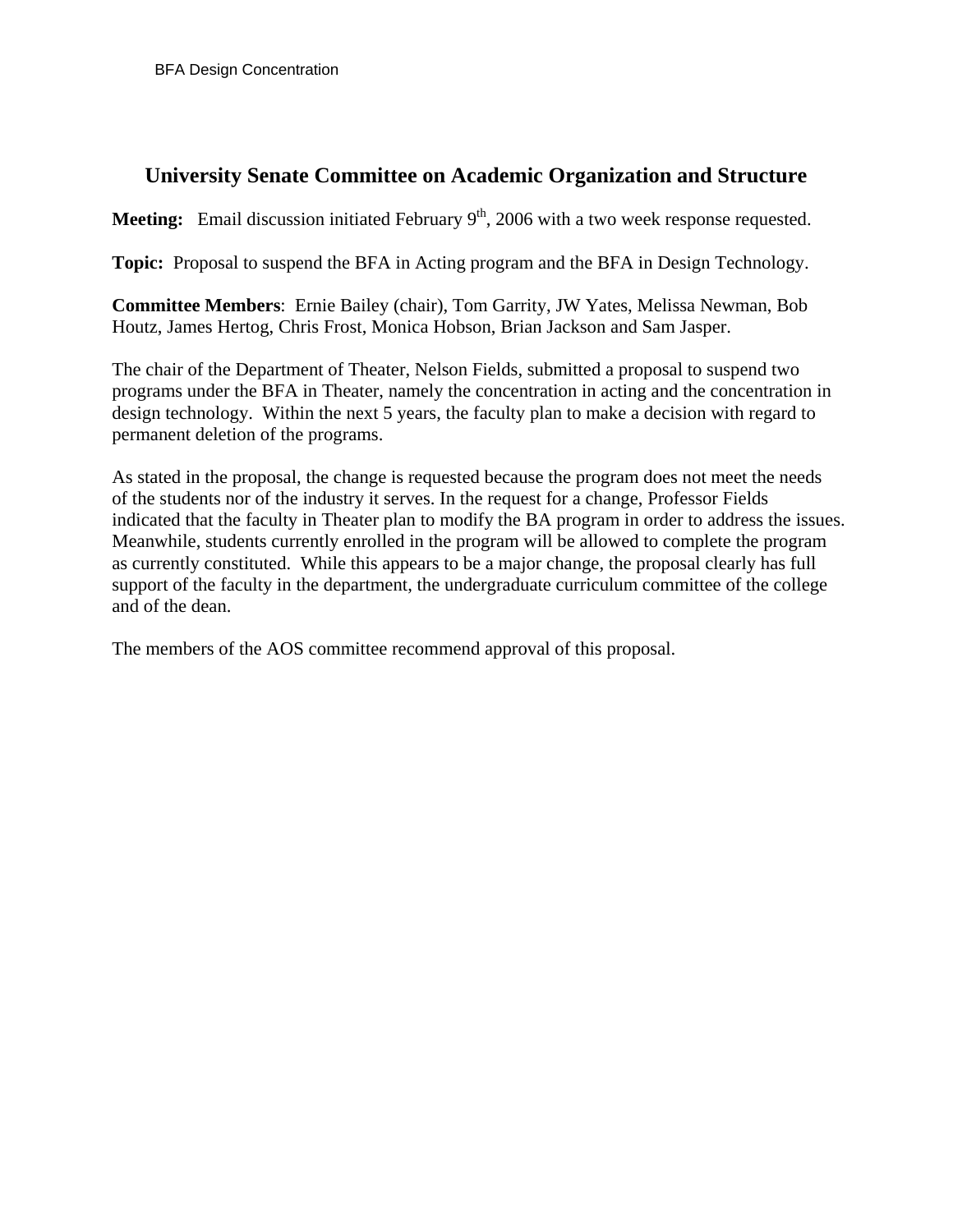# University Senate Committee on Academic Organization and Structure

**Meeting:** Email discussion initiated February 9th, 2006 with a two week response requested.

**Topic:** Proposal to suspend the BFA in Acting program and the BFA in Design Technology.

**Committee Members**: Ernie Bailey (chair), Tom Garrity, JW Yates, Melissa Newman, Bob Houtz, James Hertog, Chris Frost, Monica Hobson, Brian Jackson and Sam Jasper.

The chair of the Department of Theater, Nelson Fields, submitted a proposal to suspend two programs under the BFA in Theater, namely the concentration in acting and the concentration in design technology. Within the next 5 years, the faculty plan to make a decision with regard to permanent deletion of the programs.

As stated in the proposal, the change is requested because the program does not meet the needs of the students nor of the industry it serves. In the request for a change, Professor Fields indicated that the faculty in Theater plan to modify the BA program in order to address the issues. Meanwhile, students currently enrolled in the program will be allowed to complete the program as currently constituted. While this appears to be a major change, the proposal clearly has full support of the faculty in the department, the undergraduate curriculum committee of the college and of the dean.

The members of the AOS committee recommend approval of this proposal.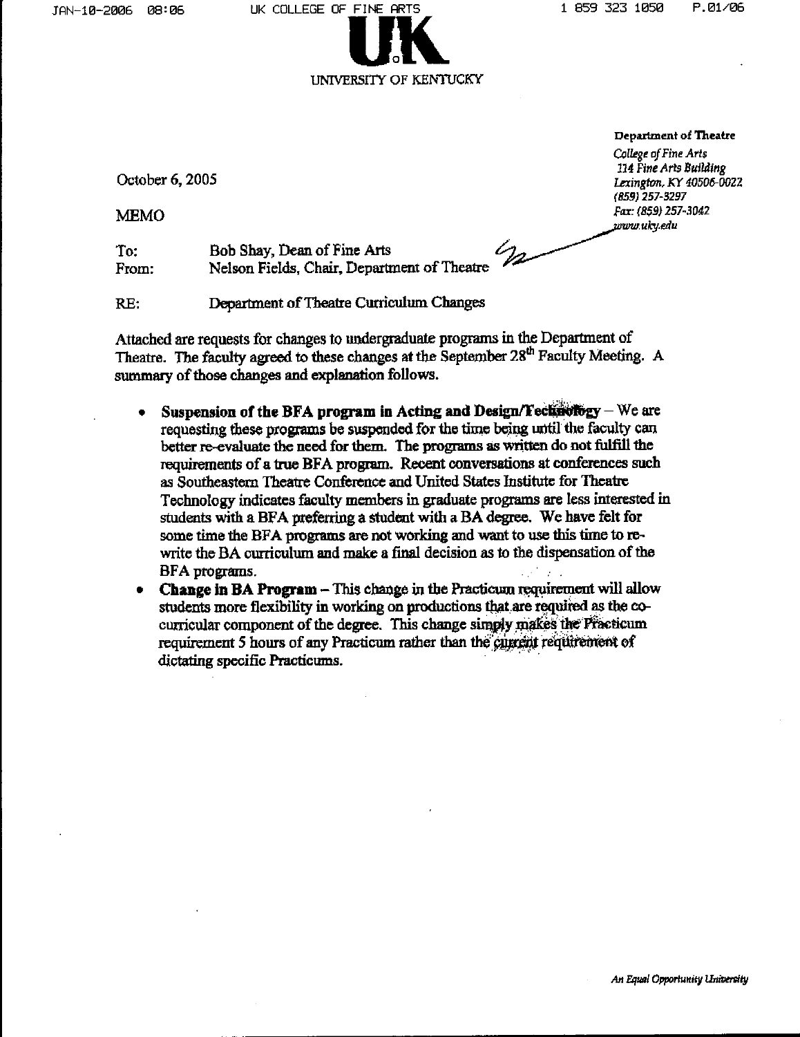UK

UNIVERSITY OF KENTUCKY

**Department of Theatre**
*College of Fine Arts*
*114 Fine Arts Building*
*Lexington, KY 40506-0022*
*(859) 257-3297*
*Fax: (859) 257-3042*
*www.uky.edu*

October 6, 2005

MEMO

To: Bob Shay, Dean of Fine Arts
From: Nelson Fields, Chair, Department of Theatre

RE: Department of Theatre Curriculum Changes

Attached are requests for changes to undergraduate programs in the Department of Theatre. The faculty agreed to these changes at the September 28th Faculty Meeting. A summary of those changes and explanation follows.

- **Suspension of the BFA program in Acting and Design/Technology** – We are requesting these programs be suspended for the time being until the faculty can better re-evaluate the need for them. The programs as written do not fulfill the requirements of a true BFA program. Recent conversations at conferences such as Southeastern Theatre Conference and United States Institute for Theatre Technology indicates faculty members in graduate programs are less interested in students with a BFA preferring a student with a BA degree. We have felt for some time the BFA programs are not working and want to use this time to re-write the BA curriculum and make a final decision as to the dispensation of the BFA programs.
- **Change in BA Program** – This change in the Practicum requirement will allow students more flexibility in working on productions that are required as the co-curricular component of the degree. This change simply makes the Practicum requirement 5 hours of any Practicum rather than the current requirement of dictating specific Practicums.

*An Equal Opportunity University*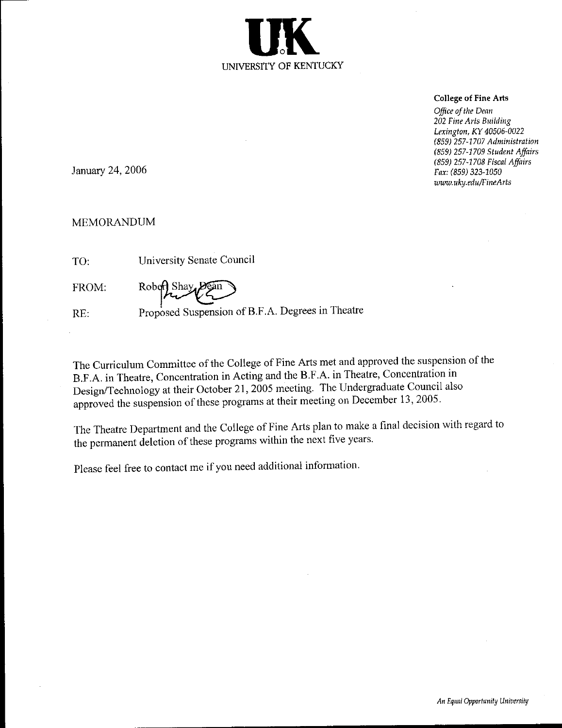# UK

UNIVERSITY OF KENTUCKY

**College of Fine Arts**

*Office of the Dean*
*202 Fine Arts Building*
*Lexington, KY 40506-0022*
*(859) 257-1707 Administration*
*(859) 257-1709 Student Affairs*
*(859) 257-1708 Fiscal Affairs*
*Fax: (859) 323-1050*
*www.uky.edu/FineArts*

January 24, 2006

MEMORANDUM

TO: University Senate Council

FROM: Robert Shay, Dean

RE: Proposed Suspension of B.F.A. Degrees in Theatre

The Curriculum Committee of the College of Fine Arts met and approved the suspension of the B.F.A. in Theatre, Concentration in Acting and the B.F.A. in Theatre, Concentration in Design/Technology at their October 21, 2005 meeting. The Undergraduate Council also approved the suspension of these programs at their meeting on December 13, 2005.

The Theatre Department and the College of Fine Arts plan to make a final decision with regard to the permanent deletion of these programs within the next five years.

Please feel free to contact me if you need additional information.

*An Equal Opportunity University*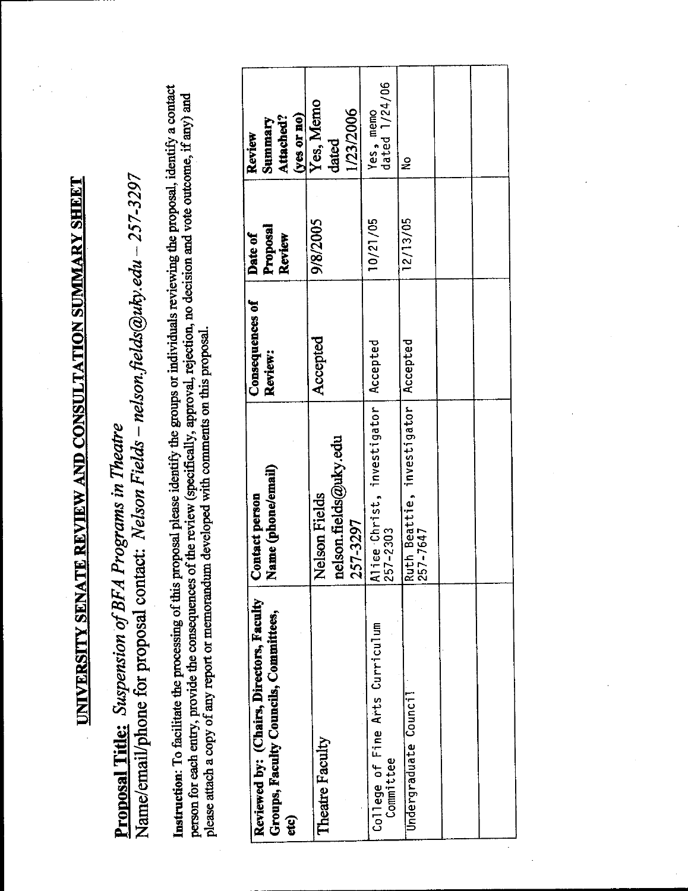# UNIVERSITY SENATE REVIEW AND CONSULTATION SUMMARY SHEET

**Proposal Title:** *Suspension of BFA Programs in Theatre*

Name/email/phone for proposal contact: *Nelson Fields – nelson.fields@uky.edu – 257-3297*

**Instruction**: To facilitate the processing of this proposal please identify the groups or individuals reviewing the proposal, identify a contact person for each entry, provide the consequences of the review (specifically, approval, rejection, no decision and vote outcome, if any) and please attach a copy of any report or memorandum developed with comments on this proposal.

| Reviewed by: (Chairs, Directors, Faculty Groups, Faculty Councils, Committees, etc) | Contact person Name (phone/email) | Consequences of Review: | Date of Proposal Review | Review Summary Attached? (yes or no) |
|---|---|---|---|---|
| Theatre Faculty | Nelson Fields nelson.fields@uky.edu 257-3297 | Accepted | 9/8/2005 | Yes, Memo dated 1/23/2006 |
| College of Fine Arts Curriculum Committee | Alice Christ, investigator 257-2303 | Accepted | 10/21/05 | Yes, memo dated 1/24/06 |
| Undergraduate Council | Ruth Beattie, investigator 257-7647 | Accepted | 12/13/05 | No |
| | | | | |
| | | | | |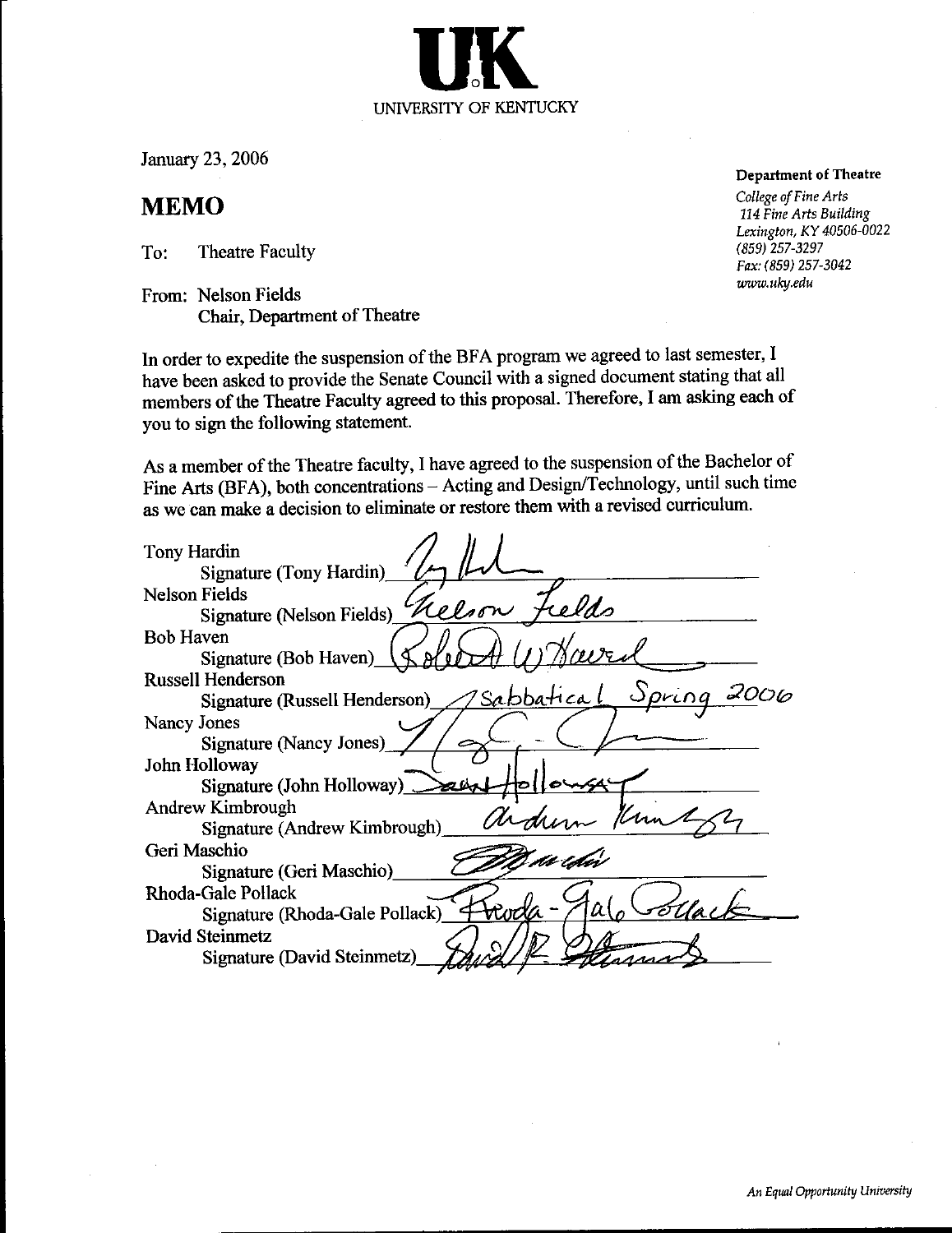UNIVERSITY OF KENTUCKY

January 23, 2006

**Department of Theatre**

*College of Fine Arts*
*114 Fine Arts Building*
*Lexington, KY 40506-0022*
*(859) 257-3297*
*Fax: (859) 257-3042*
*www.uky.edu*

# MEMO

To: Theatre Faculty

From: Nelson Fields
Chair, Department of Theatre

In order to expedite the suspension of the BFA program we agreed to last semester, I have been asked to provide the Senate Council with a signed document stating that all members of the Theatre Faculty agreed to this proposal. Therefore, I am asking each of you to sign the following statement.

As a member of the Theatre faculty, I have agreed to the suspension of the Bachelor of Fine Arts (BFA), both concentrations – Acting and Design/Technology, until such time as we can make a decision to eliminate or restore them with a revised curriculum.

Tony Hardin
Signature (Tony Hardin) ____

Nelson Fields
Signature (Nelson Fields) ____

Bob Haven
Signature (Bob Haven) ____

Russell Henderson
Signature (Russell Henderson) Sabbatical Spring 2006

Nancy Jones
Signature (Nancy Jones) ____

John Holloway
Signature (John Holloway) ____

Andrew Kimbrough
Signature (Andrew Kimbrough) ____

Geri Maschio
Signature (Geri Maschio) ____

Rhoda-Gale Pollack
Signature (Rhoda-Gale Pollack) ____

David Steinmetz
Signature (David Steinmetz) ____

*An Equal Opportunity University*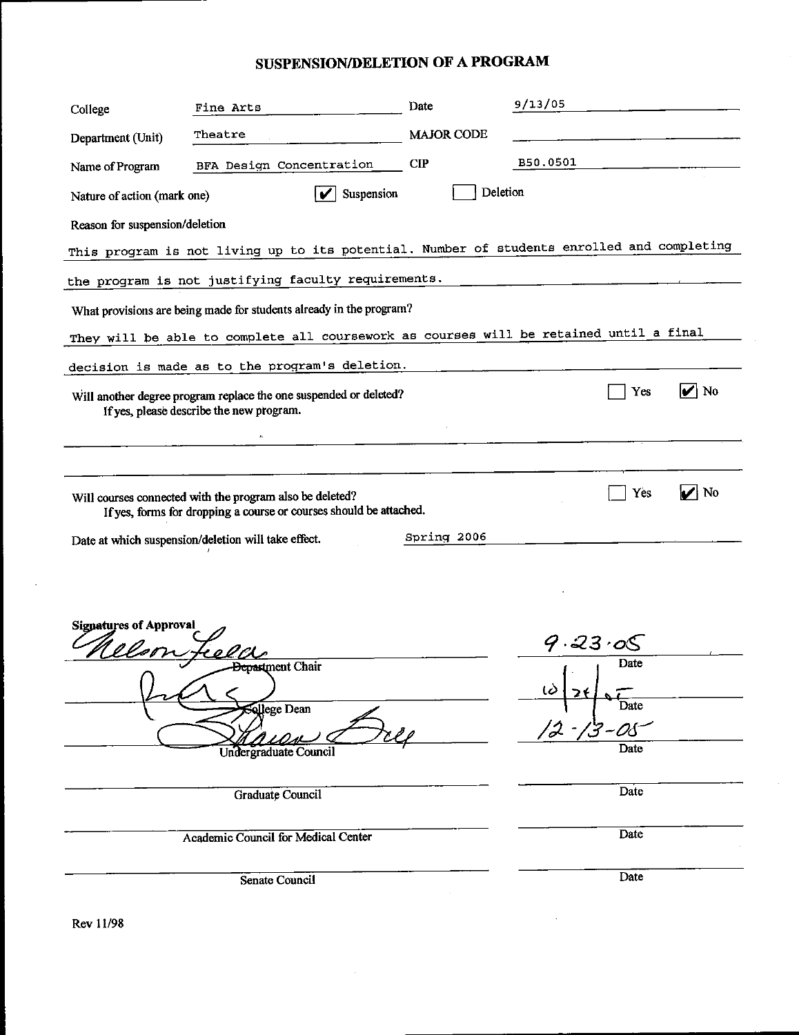# SUSPENSION/DELETION OF A PROGRAM

College: Fine Arts

Date: 9/13/05

Department (Unit): Theatre

MAJOR CODE:

Name of Program: BFA Design Concentration

CIP: B50.0501

Nature of action (mark one): ☑ Suspension ☐ Deletion

Reason for suspension/deletion

This program is not living up to its potential. Number of students enrolled and completing the program is not justifying faculty requirements.

What provisions are being made for students already in the program?

They will be able to complete all coursework as courses will be retained until a final decision is made as to the program's deletion.

Will another degree program replace the one suspended or deleted? ☐ Yes ☑ No
If yes, please describe the new program.

Will courses connected with the program also be deleted? ☐ Yes ☑ No
If yes, forms for dropping a course or courses should be attached.

Date at which suspension/deletion will take effect. Spring 2006

**Signatures of Approval**

| | |
|---|---|
| Nelson Fields — Department Chair | 9.23.05 — Date |
| [signature] — College Dean | 10/24/05 — Date |
| Sharon Gill — Undergraduate Council | 12-13-05 — Date |
| Graduate Council | Date |
| Academic Council for Medical Center | Date |
| Senate Council | Date |

Rev 11/98